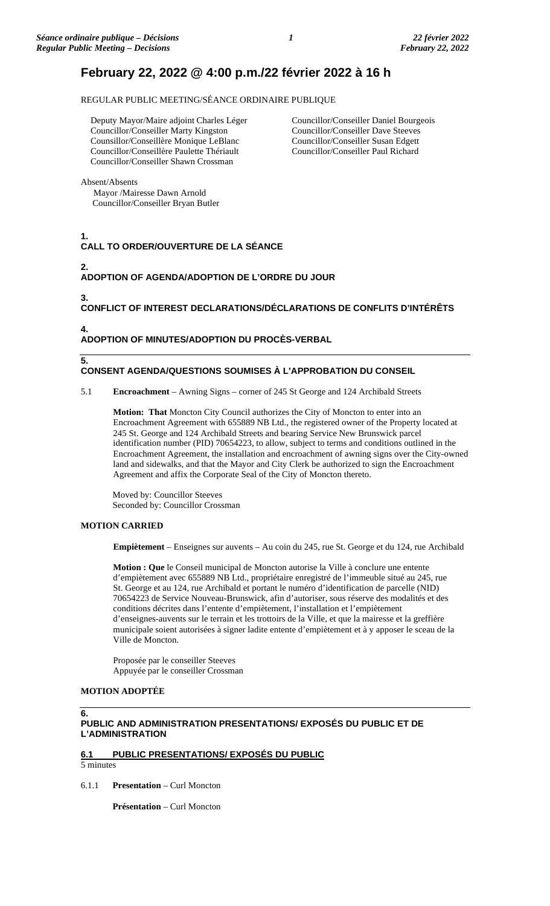# February 22, 2022 @ 4:00 p.m./22 février 2022 à 16 h

REGULAR PUBLIC MEETING/SÉANCE ORDINAIRE PUBLIQUE

Deputy Mayor/Maire adjoint Charles Léger
Councillor/Conseiller Marty Kingston
Counsillor/Conseillère Monique LeBlanc
Councillor/Conseillère Paulette Thériault
Councillor/Conseiller Shawn Crossman
Councillor/Conseiller Daniel Bourgeois
Councillor/Conseiller Dave Steeves
Councillor/Conseiller Susan Edgett
Councillor/Conseiller Paul Richard

Absent/Absents
Mayor /Mairesse Dawn Arnold
Councillor/Conseiller Bryan Butler

## 1. CALL TO ORDER/OUVERTURE DE LA SÉANCE

## 2. ADOPTION OF AGENDA/ADOPTION DE L'ORDRE DU JOUR

## 3. CONFLICT OF INTEREST DECLARATIONS/DÉCLARATIONS DE CONFLITS D'INTÉRÊTS

## 4. ADOPTION OF MINUTES/ADOPTION DU PROCÈS-VERBAL

## 5. CONSENT AGENDA/QUESTIONS SOUMISES À L'APPROBATION DU CONSEIL

5.1 **Encroachment** – Awning Signs – corner of 245 St George and 124 Archibald Streets

**Motion: That** Moncton City Council authorizes the City of Moncton to enter into an Encroachment Agreement with 655889 NB Ltd., the registered owner of the Property located at 245 St. George and 124 Archibald Streets and bearing Service New Brunswick parcel identification number (PID) 70654223, to allow, subject to terms and conditions outlined in the Encroachment Agreement, the installation and encroachment of awning signs over the City-owned land and sidewalks, and that the Mayor and City Clerk be authorized to sign the Encroachment Agreement and affix the Corporate Seal of the City of Moncton thereto.

Moved by: Councillor Steeves
Seconded by: Councillor Crossman

**MOTION CARRIED**

**Empiètement** – Enseignes sur auvents – Au coin du 245, rue St. George et du 124, rue Archibald

**Motion : Que** le Conseil municipal de Moncton autorise la Ville à conclure une entente d'empiètement avec 655889 NB Ltd., propriétaire enregistré de l'immeuble situé au 245, rue St. George et au 124, rue Archibald et portant le numéro d'identification de parcelle (NID) 70654223 de Service Nouveau-Brunswick, afin d'autoriser, sous réserve des modalités et des conditions décrites dans l'entente d'empiètement, l'installation et l'empiètement d'enseignes-auvents sur le terrain et les trottoirs de la Ville, et que la mairesse et la greffière municipale soient autorisées à signer ladite entente d'empiètement et à y apposer le sceau de la Ville de Moncton.

Proposée par le conseiller Steeves
Appuyée par le conseiller Crossman

**MOTION ADOPTÉE**

## 6. PUBLIC AND ADMINISTRATION PRESENTATIONS/ EXPOSÉS DU PUBLIC ET DE L'ADMINISTRATION

### 6.1 PUBLIC PRESENTATIONS/ EXPOSÉS DU PUBLIC

5 minutes

6.1.1 **Presentation** – Curl Moncton

**Présentation** – Curl Moncton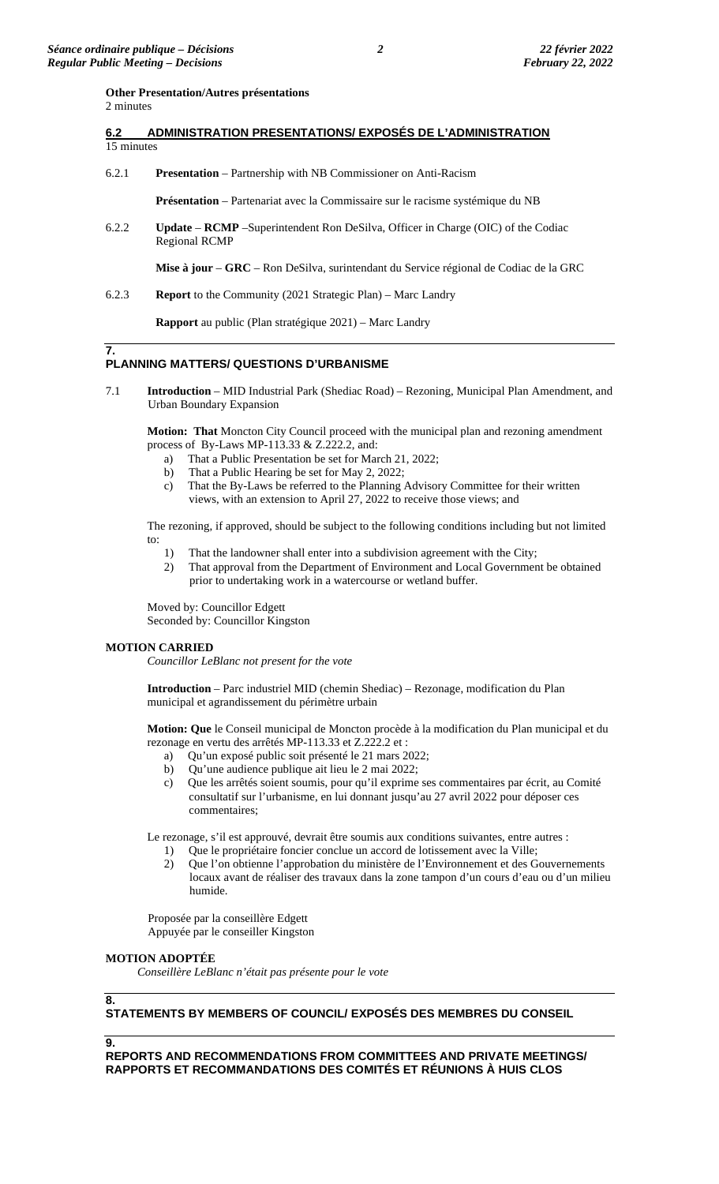**Other Presentation/Autres présentations**
2 minutes

## 6.2 ADMINISTRATION PRESENTATIONS/ EXPOSÉS DE L'ADMINISTRATION
15 minutes

6.2.1 **Presentation** – Partnership with NB Commissioner on Anti-Racism

**Présentation** – Partenariat avec la Commissaire sur le racisme systémique du NB

6.2.2 **Update** – **RCMP** –Superintendent Ron DeSilva, Officer in Charge (OIC) of the Codiac Regional RCMP

**Mise à jour** – **GRC** – Ron DeSilva, surintendant du Service régional de Codiac de la GRC

6.2.3 **Report** to the Community (2021 Strategic Plan) – Marc Landry

**Rapport** au public (Plan stratégique 2021) – Marc Landry

## 7. PLANNING MATTERS/ QUESTIONS D'URBANISME

7.1 **Introduction** – MID Industrial Park (Shediac Road) – Rezoning, Municipal Plan Amendment, and Urban Boundary Expansion

**Motion: That** Moncton City Council proceed with the municipal plan and rezoning amendment process of By-Laws MP-113.33 & Z.222.2, and:

a) That a Public Presentation be set for March 21, 2022;
b) That a Public Hearing be set for May 2, 2022;
c) That the By-Laws be referred to the Planning Advisory Committee for their written views, with an extension to April 27, 2022 to receive those views; and

The rezoning, if approved, should be subject to the following conditions including but not limited to:

1) That the landowner shall enter into a subdivision agreement with the City;
2) That approval from the Department of Environment and Local Government be obtained prior to undertaking work in a watercourse or wetland buffer.

Moved by: Councillor Edgett
Seconded by: Councillor Kingston

**MOTION CARRIED**
*Councillor LeBlanc not present for the vote*

**Introduction** – Parc industriel MID (chemin Shediac) – Rezonage, modification du Plan municipal et agrandissement du périmètre urbain

**Motion: Que** le Conseil municipal de Moncton procède à la modification du Plan municipal et du rezonage en vertu des arrêtés MP-113.33 et Z.222.2 et :

a) Qu'un exposé public soit présenté le 21 mars 2022;
b) Qu'une audience publique ait lieu le 2 mai 2022;
c) Que les arrêtés soient soumis, pour qu'il exprime ses commentaires par écrit, au Comité consultatif sur l'urbanisme, en lui donnant jusqu'au 27 avril 2022 pour déposer ces commentaires;

Le rezonage, s'il est approuvé, devrait être soumis aux conditions suivantes, entre autres :

1) Que le propriétaire foncier conclue un accord de lotissement avec la Ville;
2) Que l'on obtienne l'approbation du ministère de l'Environnement et des Gouvernements locaux avant de réaliser des travaux dans la zone tampon d'un cours d'eau ou d'un milieu humide.

Proposée par la conseillère Edgett
Appuyée par le conseiller Kingston

**MOTION ADOPTÉE**
*Conseillère LeBlanc n'était pas présente pour le vote*

## 8. STATEMENTS BY MEMBERS OF COUNCIL/ EXPOSÉS DES MEMBRES DU CONSEIL

## 9. REPORTS AND RECOMMENDATIONS FROM COMMITTEES AND PRIVATE MEETINGS/ RAPPORTS ET RECOMMANDATIONS DES COMITÉS ET RÉUNIONS À HUIS CLOS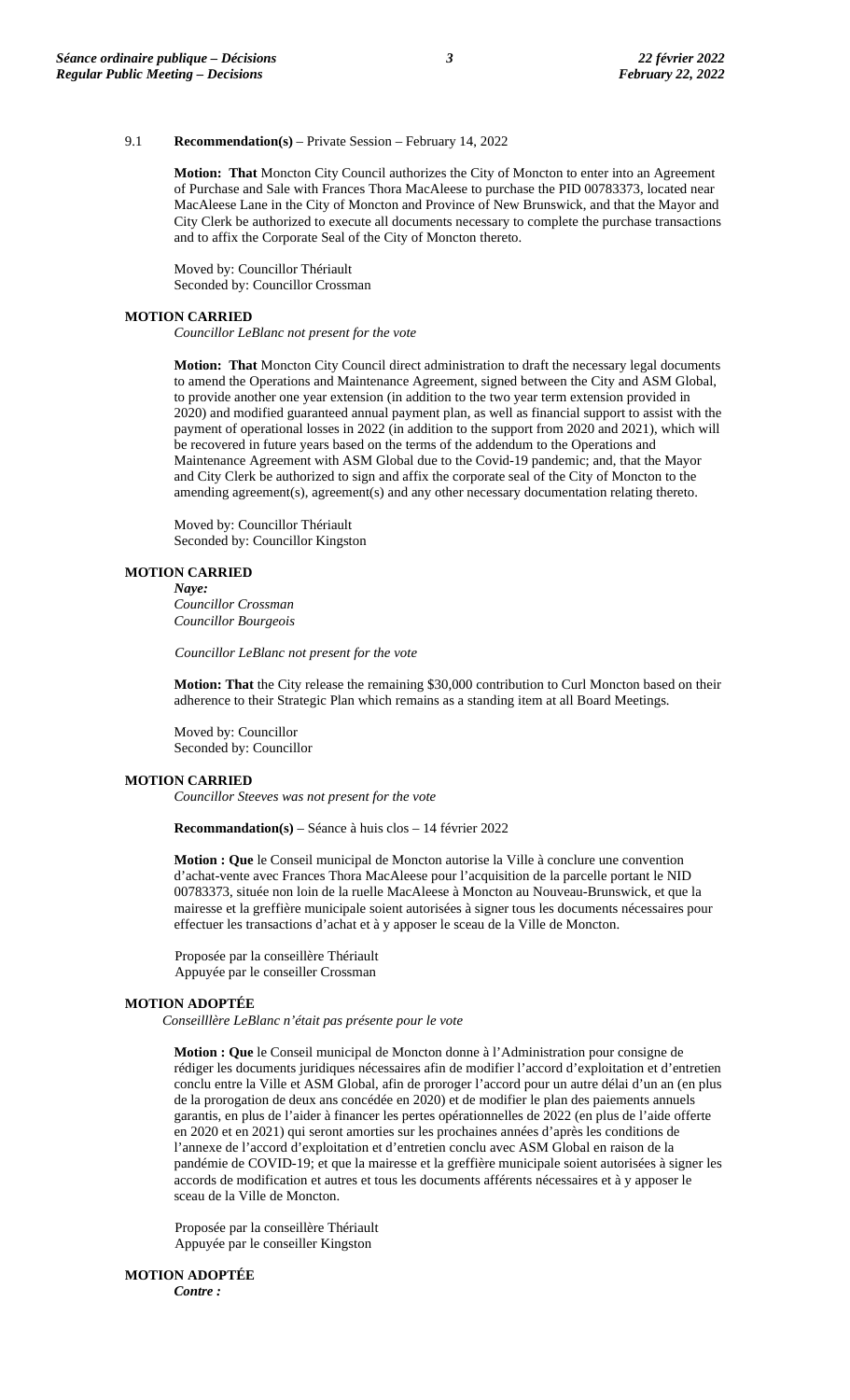9.1 **Recommendation(s)** – Private Session – February 14, 2022

**Motion: That** Moncton City Council authorizes the City of Moncton to enter into an Agreement of Purchase and Sale with Frances Thora MacAleese to purchase the PID 00783373, located near MacAleese Lane in the City of Moncton and Province of New Brunswick, and that the Mayor and City Clerk be authorized to execute all documents necessary to complete the purchase transactions and to affix the Corporate Seal of the City of Moncton thereto.

Moved by: Councillor Thériault
Seconded by: Councillor Crossman

**MOTION CARRIED**
*Councillor LeBlanc not present for the vote*

**Motion: That** Moncton City Council direct administration to draft the necessary legal documents to amend the Operations and Maintenance Agreement, signed between the City and ASM Global, to provide another one year extension (in addition to the two year term extension provided in 2020) and modified guaranteed annual payment plan, as well as financial support to assist with the payment of operational losses in 2022 (in addition to the support from 2020 and 2021), which will be recovered in future years based on the terms of the addendum to the Operations and Maintenance Agreement with ASM Global due to the Covid-19 pandemic; and, that the Mayor and City Clerk be authorized to sign and affix the corporate seal of the City of Moncton to the amending agreement(s), agreement(s) and any other necessary documentation relating thereto.

Moved by: Councillor Thériault
Seconded by: Councillor Kingston

**MOTION CARRIED**
***Naye:***
*Councillor Crossman*
*Councillor Bourgeois*

*Councillor LeBlanc not present for the vote*

**Motion: That** the City release the remaining $30,000 contribution to Curl Moncton based on their adherence to their Strategic Plan which remains as a standing item at all Board Meetings.

Moved by: Councillor
Seconded by: Councillor

**MOTION CARRIED**
*Councillor Steeves was not present for the vote*

**Recommandation(s)** – Séance à huis clos – 14 février 2022

**Motion : Que** le Conseil municipal de Moncton autorise la Ville à conclure une convention d'achat-vente avec Frances Thora MacAleese pour l'acquisition de la parcelle portant le NID 00783373, située non loin de la ruelle MacAleese à Moncton au Nouveau-Brunswick, et que la mairesse et la greffière municipale soient autorisées à signer tous les documents nécessaires pour effectuer les transactions d'achat et à y apposer le sceau de la Ville de Moncton.

Proposée par la conseillère Thériault
Appuyée par le conseiller Crossman

**MOTION ADOPTÉE**
*Conseilllère LeBlanc n'était pas présente pour le vote*

**Motion : Que** le Conseil municipal de Moncton donne à l'Administration pour consigne de rédiger les documents juridiques nécessaires afin de modifier l'accord d'exploitation et d'entretien conclu entre la Ville et ASM Global, afin de proroger l'accord pour un autre délai d'un an (en plus de la prorogation de deux ans concédée en 2020) et de modifier le plan des paiements annuels garantis, en plus de l'aider à financer les pertes opérationnelles de 2022 (en plus de l'aide offerte en 2020 et en 2021) qui seront amorties sur les prochaines années d'après les conditions de l'annexe de l'accord d'exploitation et d'entretien conclu avec ASM Global en raison de la pandémie de COVID-19; et que la mairesse et la greffière municipale soient autorisées à signer les accords de modification et autres et tous les documents afférents nécessaires et à y apposer le sceau de la Ville de Moncton.

Proposée par la conseillère Thériault
Appuyée par le conseiller Kingston

**MOTION ADOPTÉE**
***Contre :***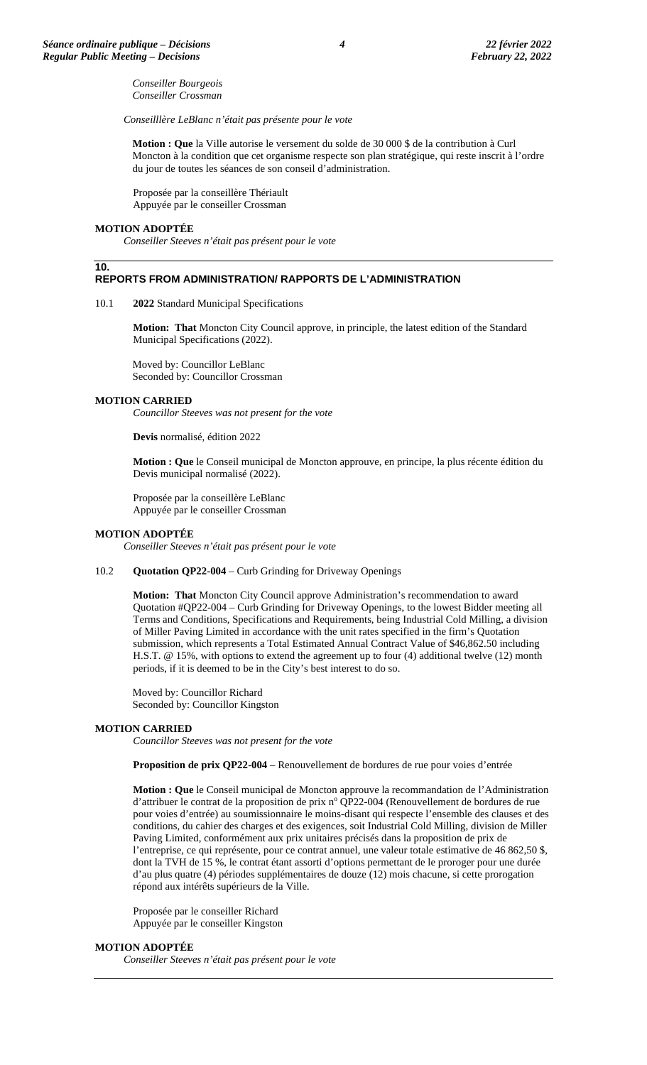*Conseiller Bourgeois*
*Conseiller Crossman*

*Conseilllère LeBlanc n'était pas présente pour le vote*

**Motion : Que** la Ville autorise le versement du solde de 30 000 $ de la contribution à Curl Moncton à la condition que cet organisme respecte son plan stratégique, qui reste inscrit à l'ordre du jour de toutes les séances de son conseil d'administration.

Proposée par la conseillère Thériault
Appuyée par le conseiller Crossman

**MOTION ADOPTÉE**
*Conseiller Steeves n'était pas présent pour le vote*

## 10. REPORTS FROM ADMINISTRATION/ RAPPORTS DE L'ADMINISTRATION

10.1 **2022** Standard Municipal Specifications

**Motion: That** Moncton City Council approve, in principle, the latest edition of the Standard Municipal Specifications (2022).

Moved by: Councillor LeBlanc
Seconded by: Councillor Crossman

**MOTION CARRIED**
*Councillor Steeves was not present for the vote*

**Devis** normalisé, édition 2022

**Motion : Que** le Conseil municipal de Moncton approuve, en principe, la plus récente édition du Devis municipal normalisé (2022).

Proposée par la conseillère LeBlanc
Appuyée par le conseiller Crossman

**MOTION ADOPTÉE**
*Conseiller Steeves n'était pas présent pour le vote*

10.2 **Quotation QP22-004** – Curb Grinding for Driveway Openings

**Motion: That** Moncton City Council approve Administration's recommendation to award Quotation #QP22-004 – Curb Grinding for Driveway Openings, to the lowest Bidder meeting all Terms and Conditions, Specifications and Requirements, being Industrial Cold Milling, a division of Miller Paving Limited in accordance with the unit rates specified in the firm's Quotation submission, which represents a Total Estimated Annual Contract Value of $46,862.50 including H.S.T. @ 15%, with options to extend the agreement up to four (4) additional twelve (12) month periods, if it is deemed to be in the City's best interest to do so.

Moved by: Councillor Richard
Seconded by: Councillor Kingston

**MOTION CARRIED**
*Councillor Steeves was not present for the vote*

**Proposition de prix QP22-004** – Renouvellement de bordures de rue pour voies d'entrée

**Motion : Que** le Conseil municipal de Moncton approuve la recommandation de l'Administration d'attribuer le contrat de la proposition de prix n° QP22-004 (Renouvellement de bordures de rue pour voies d'entrée) au soumissionnaire le moins-disant qui respecte l'ensemble des clauses et des conditions, du cahier des charges et des exigences, soit Industrial Cold Milling, division de Miller Paving Limited, conformément aux prix unitaires précisés dans la proposition de prix de l'entreprise, ce qui représente, pour ce contrat annuel, une valeur totale estimative de 46 862,50 $, dont la TVH de 15 %, le contrat étant assorti d'options permettant de le proroger pour une durée d'au plus quatre (4) périodes supplémentaires de douze (12) mois chacune, si cette prorogation répond aux intérêts supérieurs de la Ville.

Proposée par le conseiller Richard
Appuyée par le conseiller Kingston

**MOTION ADOPTÉE**
*Conseiller Steeves n'était pas présent pour le vote*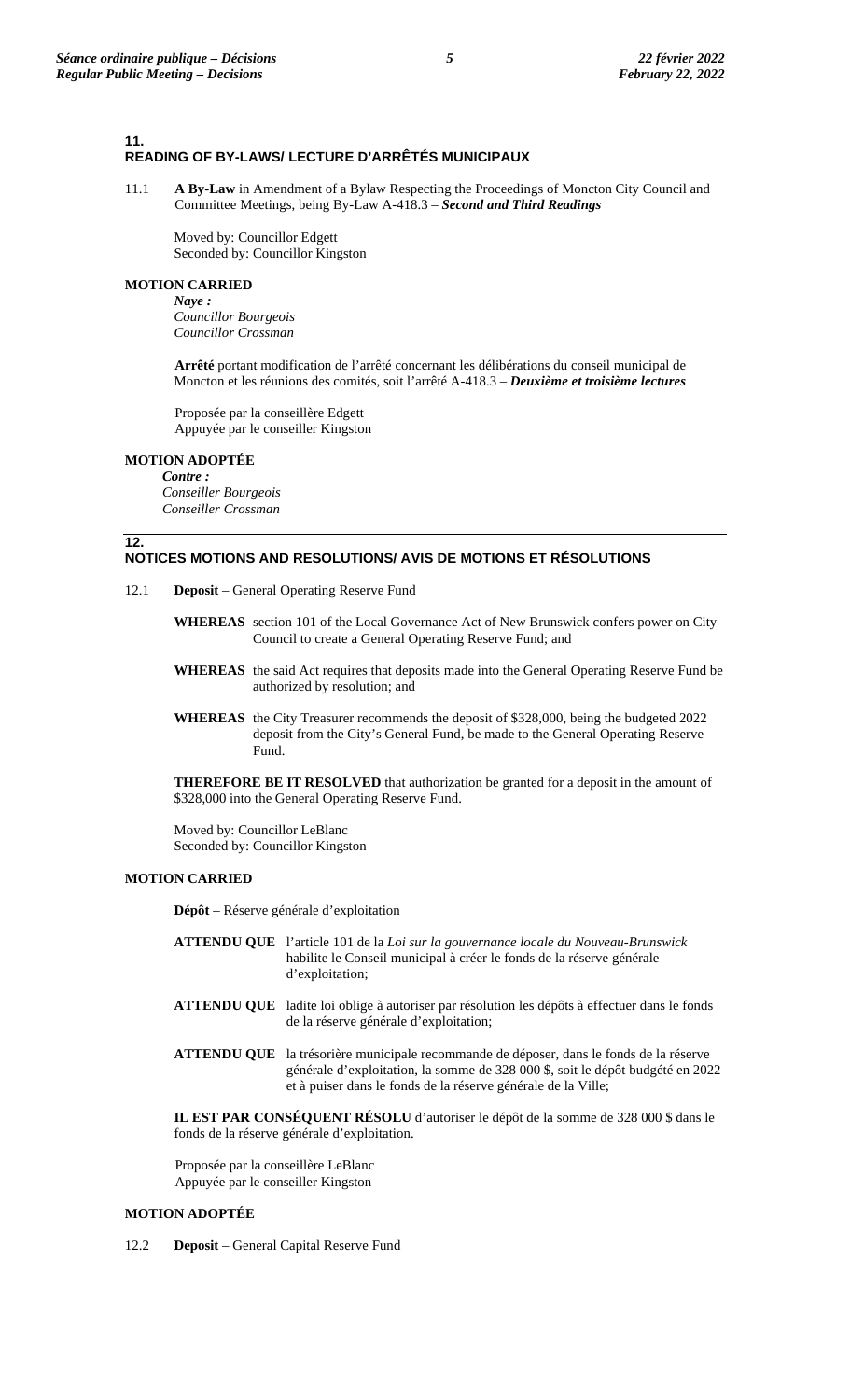## 11. READING OF BY-LAWS/ LECTURE D'ARRÊTÉS MUNICIPAUX

11.1 **A By-Law** in Amendment of a Bylaw Respecting the Proceedings of Moncton City Council and Committee Meetings, being By-Law A-418.3 – ***Second and Third Readings***

Moved by: Councillor Edgett
Seconded by: Councillor Kingston

**MOTION CARRIED**

***Naye :***
*Councillor Bourgeois*
*Councillor Crossman*

**Arrêté** portant modification de l'arrêté concernant les délibérations du conseil municipal de Moncton et les réunions des comités, soit l'arrêté A-418.3 – ***Deuxième et troisième lectures***

Proposée par la conseillère Edgett
Appuyée par le conseiller Kingston

**MOTION ADOPTÉE**

***Contre :***
*Conseiller Bourgeois*
*Conseiller Crossman*

## 12. NOTICES MOTIONS AND RESOLUTIONS/ AVIS DE MOTIONS ET RÉSOLUTIONS

12.1 **Deposit** – General Operating Reserve Fund

**WHEREAS** section 101 of the Local Governance Act of New Brunswick confers power on City Council to create a General Operating Reserve Fund; and

**WHEREAS** the said Act requires that deposits made into the General Operating Reserve Fund be authorized by resolution; and

**WHEREAS** the City Treasurer recommends the deposit of $328,000, being the budgeted 2022 deposit from the City's General Fund, be made to the General Operating Reserve Fund.

**THEREFORE BE IT RESOLVED** that authorization be granted for a deposit in the amount of $328,000 into the General Operating Reserve Fund.

Moved by: Councillor LeBlanc
Seconded by: Councillor Kingston

**MOTION CARRIED**

**Dépôt** – Réserve générale d'exploitation

**ATTENDU QUE** l'article 101 de la *Loi sur la gouvernance locale du Nouveau-Brunswick* habilite le Conseil municipal à créer le fonds de la réserve générale d'exploitation;

**ATTENDU QUE** ladite loi oblige à autoriser par résolution les dépôts à effectuer dans le fonds de la réserve générale d'exploitation;

**ATTENDU QUE** la trésorière municipale recommande de déposer, dans le fonds de la réserve générale d'exploitation, la somme de 328 000 $, soit le dépôt budgété en 2022 et à puiser dans le fonds de la réserve générale de la Ville;

**IL EST PAR CONSÉQUENT RÉSOLU** d'autoriser le dépôt de la somme de 328 000 $ dans le fonds de la réserve générale d'exploitation.

Proposée par la conseillère LeBlanc
Appuyée par le conseiller Kingston

**MOTION ADOPTÉE**

12.2 **Deposit** – General Capital Reserve Fund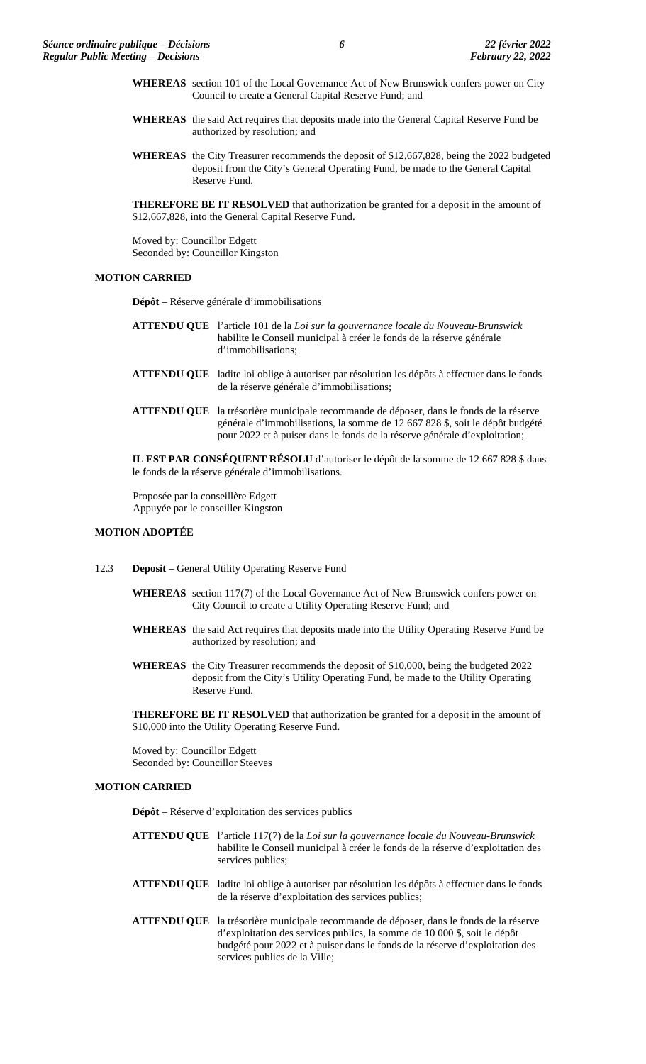**WHEREAS** section 101 of the Local Governance Act of New Brunswick confers power on City Council to create a General Capital Reserve Fund; and

**WHEREAS** the said Act requires that deposits made into the General Capital Reserve Fund be authorized by resolution; and

**WHEREAS** the City Treasurer recommends the deposit of $12,667,828, being the 2022 budgeted deposit from the City's General Operating Fund, be made to the General Capital Reserve Fund.

**THEREFORE BE IT RESOLVED** that authorization be granted for a deposit in the amount of $12,667,828, into the General Capital Reserve Fund.

Moved by: Councillor Edgett
Seconded by: Councillor Kingston

**MOTION CARRIED**

**Dépôt** – Réserve générale d'immobilisations

**ATTENDU QUE** l'article 101 de la *Loi sur la gouvernance locale du Nouveau-Brunswick* habilite le Conseil municipal à créer le fonds de la réserve générale d'immobilisations;

**ATTENDU QUE** ladite loi oblige à autoriser par résolution les dépôts à effectuer dans le fonds de la réserve générale d'immobilisations;

**ATTENDU QUE** la trésorière municipale recommande de déposer, dans le fonds de la réserve générale d'immobilisations, la somme de 12 667 828 $, soit le dépôt budgété pour 2022 et à puiser dans le fonds de la réserve générale d'exploitation;

**IL EST PAR CONSÉQUENT RÉSOLU** d'autoriser le dépôt de la somme de 12 667 828 $ dans le fonds de la réserve générale d'immobilisations.

Proposée par la conseillère Edgett
Appuyée par le conseiller Kingston

**MOTION ADOPTÉE**

12.3 **Deposit** – General Utility Operating Reserve Fund

**WHEREAS** section 117(7) of the Local Governance Act of New Brunswick confers power on City Council to create a Utility Operating Reserve Fund; and

**WHEREAS** the said Act requires that deposits made into the Utility Operating Reserve Fund be authorized by resolution; and

**WHEREAS** the City Treasurer recommends the deposit of $10,000, being the budgeted 2022 deposit from the City's Utility Operating Fund, be made to the Utility Operating Reserve Fund.

**THEREFORE BE IT RESOLVED** that authorization be granted for a deposit in the amount of $10,000 into the Utility Operating Reserve Fund.

Moved by: Councillor Edgett
Seconded by: Councillor Steeves

**MOTION CARRIED**

**Dépôt** – Réserve d'exploitation des services publics

**ATTENDU QUE** l'article 117(7) de la *Loi sur la gouvernance locale du Nouveau-Brunswick* habilite le Conseil municipal à créer le fonds de la réserve d'exploitation des services publics;

**ATTENDU QUE** ladite loi oblige à autoriser par résolution les dépôts à effectuer dans le fonds de la réserve d'exploitation des services publics;

**ATTENDU QUE** la trésorière municipale recommande de déposer, dans le fonds de la réserve d'exploitation des services publics, la somme de 10 000 $, soit le dépôt budgété pour 2022 et à puiser dans le fonds de la réserve d'exploitation des services publics de la Ville;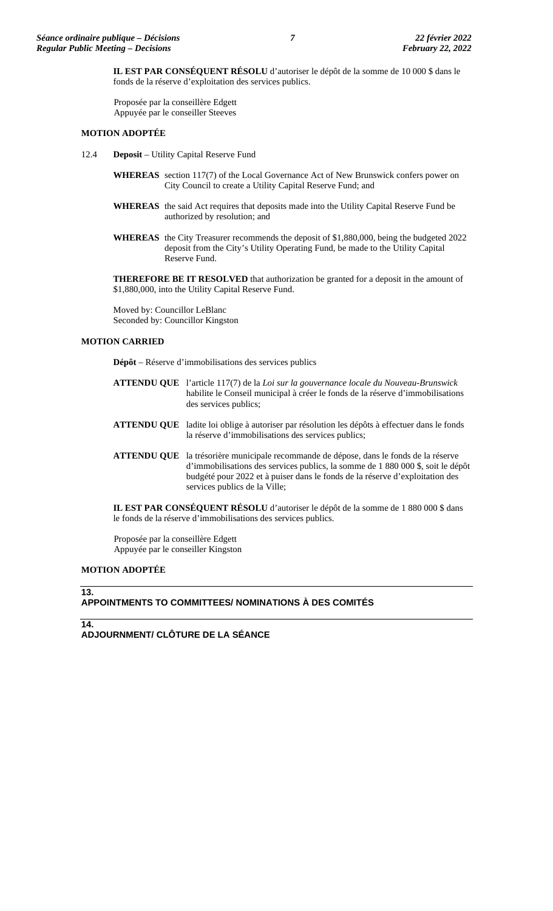**IL EST PAR CONSÉQUENT RÉSOLU** d'autoriser le dépôt de la somme de 10 000 $ dans le fonds de la réserve d'exploitation des services publics.

Proposée par la conseillère Edgett
Appuyée par le conseiller Steeves

**MOTION ADOPTÉE**

12.4 **Deposit** – Utility Capital Reserve Fund

**WHEREAS** section 117(7) of the Local Governance Act of New Brunswick confers power on City Council to create a Utility Capital Reserve Fund; and

**WHEREAS** the said Act requires that deposits made into the Utility Capital Reserve Fund be authorized by resolution; and

**WHEREAS** the City Treasurer recommends the deposit of $1,880,000, being the budgeted 2022 deposit from the City's Utility Operating Fund, be made to the Utility Capital Reserve Fund.

**THEREFORE BE IT RESOLVED** that authorization be granted for a deposit in the amount of $1,880,000, into the Utility Capital Reserve Fund.

Moved by: Councillor LeBlanc
Seconded by: Councillor Kingston

**MOTION CARRIED**

**Dépôt** – Réserve d'immobilisations des services publics

**ATTENDU QUE** l'article 117(7) de la *Loi sur la gouvernance locale du Nouveau-Brunswick* habilite le Conseil municipal à créer le fonds de la réserve d'immobilisations des services publics;

**ATTENDU QUE** ladite loi oblige à autoriser par résolution les dépôts à effectuer dans le fonds la réserve d'immobilisations des services publics;

**ATTENDU QUE** la trésorière municipale recommande de dépose, dans le fonds de la réserve d'immobilisations des services publics, la somme de 1 880 000 $, soit le dépôt budgété pour 2022 et à puiser dans le fonds de la réserve d'exploitation des services publics de la Ville;

**IL EST PAR CONSÉQUENT RÉSOLU** d'autoriser le dépôt de la somme de 1 880 000 $ dans le fonds de la réserve d'immobilisations des services publics.

Proposée par la conseillère Edgett
Appuyée par le conseiller Kingston

**MOTION ADOPTÉE**

## 13. APPOINTMENTS TO COMMITTEES/ NOMINATIONS À DES COMITÉS

## 14. ADJOURNMENT/ CLÔTURE DE LA SÉANCE